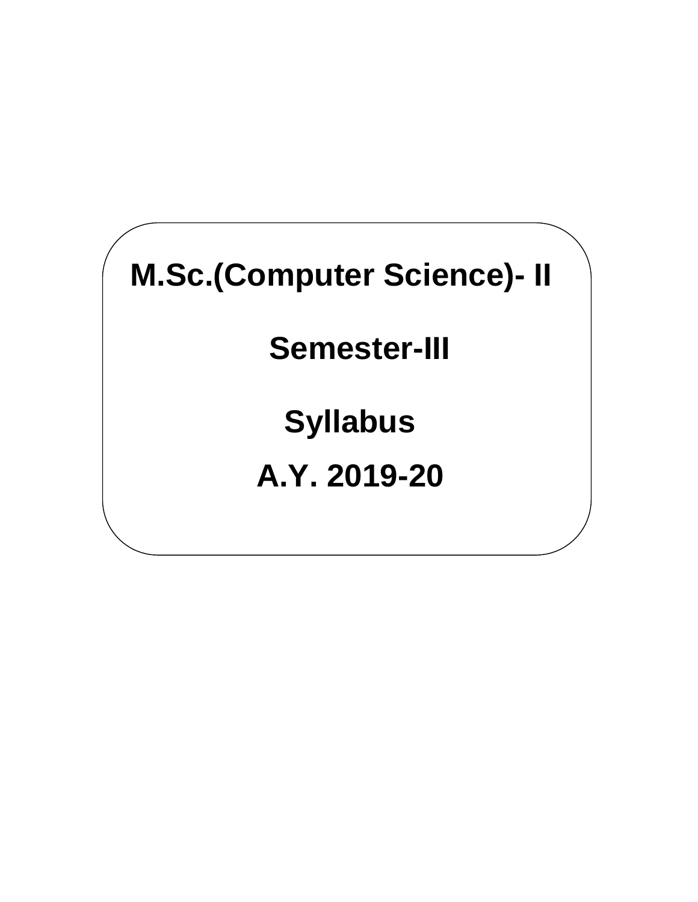# M.Sc.(Computer Science)- II

## Semester-III

## Syllabus

## A.Y. 2019-20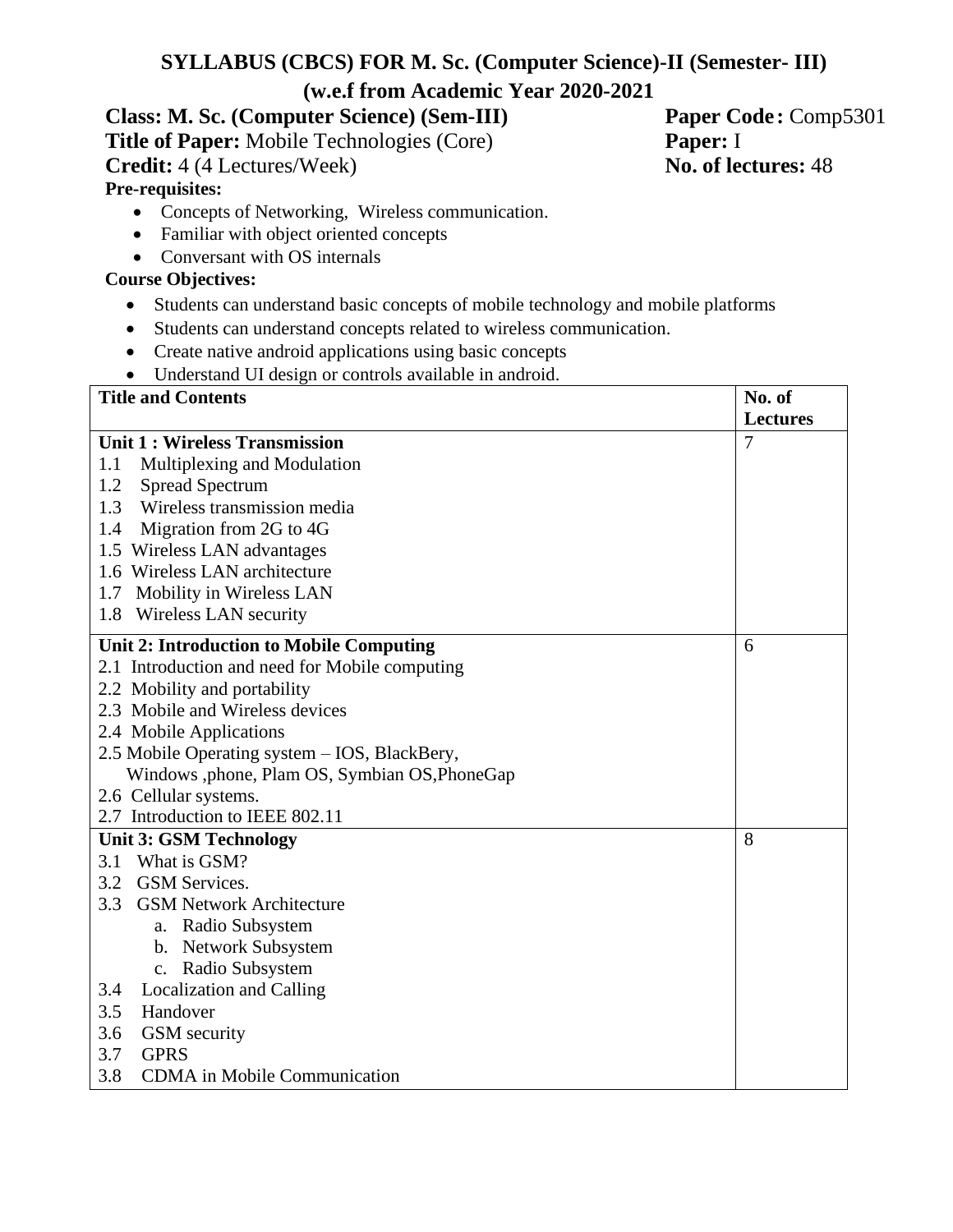# SYLLABUS (CBCS) FOR M. Sc. (Computer Science)-II (Semester- III)

## (w.e.f from Academic Year 2020-2021

**Class:** **M. Sc. (Computer Science) (Sem-III)** **Paper Code :** Comp5301

**Title of Paper:** Mobile Technologies (Core) **Paper:** I

**Credit:** 4 (4 Lectures/Week) **No. of lectures:** 48

**Pre-requisites:**

- Concepts of Networking, Wireless communication.
- Familiar with object oriented concepts
- Conversant with OS internals

**Course Objectives:**

- Students can understand basic concepts of mobile technology and mobile platforms
- Students can understand concepts related to wireless communication.
- Create native android applications using basic concepts
- Understand UI design or controls available in android.

| Title and Contents | No. of Lectures |
|---|---|
| **Unit 1 : Wireless Transmission**<br>1.1 Multiplexing and Modulation<br>1.2 Spread Spectrum<br>1.3 Wireless transmission media<br>1.4 Migration from 2G to 4G<br>1.5 Wireless LAN advantages<br>1.6 Wireless LAN architecture<br>1.7 Mobility in Wireless LAN<br>1.8 Wireless LAN security | 7 |
| **Unit 2: Introduction to Mobile Computing**<br>2.1 Introduction and need for Mobile computing<br>2.2 Mobility and portability<br>2.3 Mobile and Wireless devices<br>2.4 Mobile Applications<br>2.5 Mobile Operating system – IOS, BlackBery, Windows ,phone, Plam OS, Symbian OS,PhoneGap<br>2.6 Cellular systems.<br>2.7 Introduction to IEEE 802.11 | 6 |
| **Unit 3: GSM Technology**<br>3.1 What is GSM?<br>3.2 GSM Services.<br>3.3 GSM Network Architecture<br>a. Radio Subsystem<br>b. Network Subsystem<br>c. Radio Subsystem<br>3.4 Localization and Calling<br>3.5 Handover<br>3.6 GSM security<br>3.7 GPRS<br>3.8 CDMA in Mobile Communication | 8 |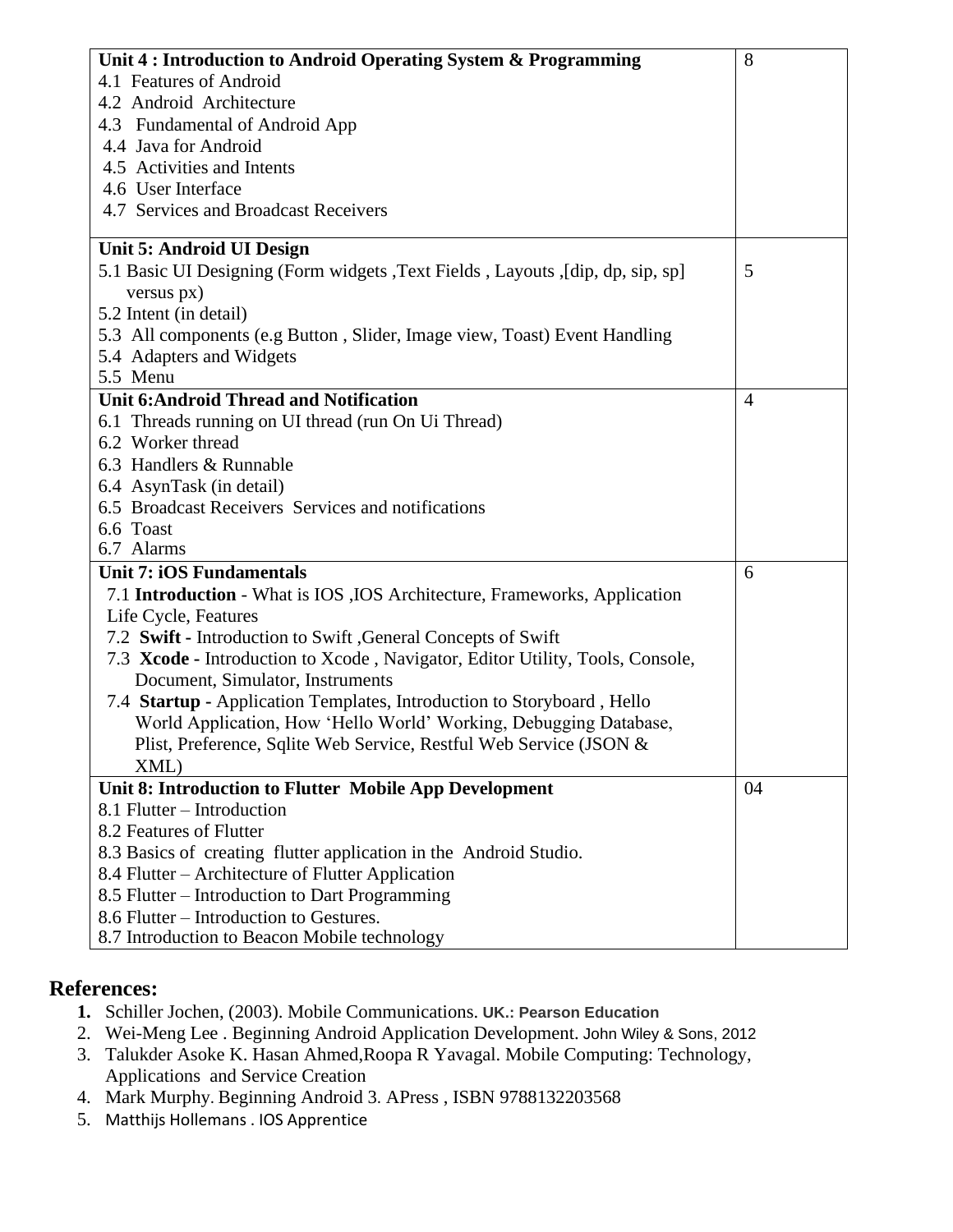| Unit 4 : Introduction to Android Operating System & Programming<br>4.1 Features of Android<br>4.2 Android Architecture<br>4.3 Fundamental of Android App<br>4.4 Java for Android<br>4.5 Activities and Intents<br>4.6 User Interface<br>4.7 Services and Broadcast Receivers | 8 |
|---|---|
| **Unit 5: Android UI Design**<br>5.1 Basic UI Designing (Form widgets ,Text Fields , Layouts ,[dip, dp, sip, sp] versus px)<br>5.2 Intent (in detail)<br>5.3 All components (e.g Button , Slider, Image view, Toast) Event Handling<br>5.4 Adapters and Widgets<br>5.5 Menu | 5 |
| **Unit 6:Android Thread and Notification**<br>6.1 Threads running on UI thread (run On Ui Thread)<br>6.2 Worker thread<br>6.3 Handlers & Runnable<br>6.4 AsynTask (in detail)<br>6.5 Broadcast Receivers Services and notifications<br>6.6 Toast<br>6.7 Alarms | 4 |
| **Unit 7: iOS Fundamentals**<br>7.1 **Introduction** - What is IOS ,IOS Architecture, Frameworks, Application Life Cycle, Features<br>7.2 **Swift -** Introduction to Swift ,General Concepts of Swift<br>7.3 **Xcode -** Introduction to Xcode , Navigator, Editor Utility, Tools, Console, Document, Simulator, Instruments<br>7.4 **Startup -** Application Templates, Introduction to Storyboard , Hello World Application, How 'Hello World' Working, Debugging Database, Plist, Preference, Sqlite Web Service, Restful Web Service (JSON & XML) | 6 |
| **Unit 8: Introduction to Flutter Mobile App Development**<br>8.1 Flutter – Introduction<br>8.2 Features of Flutter<br>8.3 Basics of creating flutter application in the Android Studio.<br>8.4 Flutter – Architecture of Flutter Application<br>8.5 Flutter – Introduction to Dart Programming<br>8.6 Flutter – Introduction to Gestures.<br>8.7 Introduction to Beacon Mobile technology | 04 |

## References:

1. Schiller Jochen, (2003). Mobile Communications. UK.: Pearson Education
2. Wei-Meng Lee . Beginning Android Application Development. John Wiley & Sons, 2012
3. Talukder Asoke K. Hasan Ahmed,Roopa R Yavagal. Mobile Computing: Technology, Applications and Service Creation
4. Mark Murphy. Beginning Android 3. APress , ISBN 9788132203568
5. Matthijs Hollemans . IOS Apprentice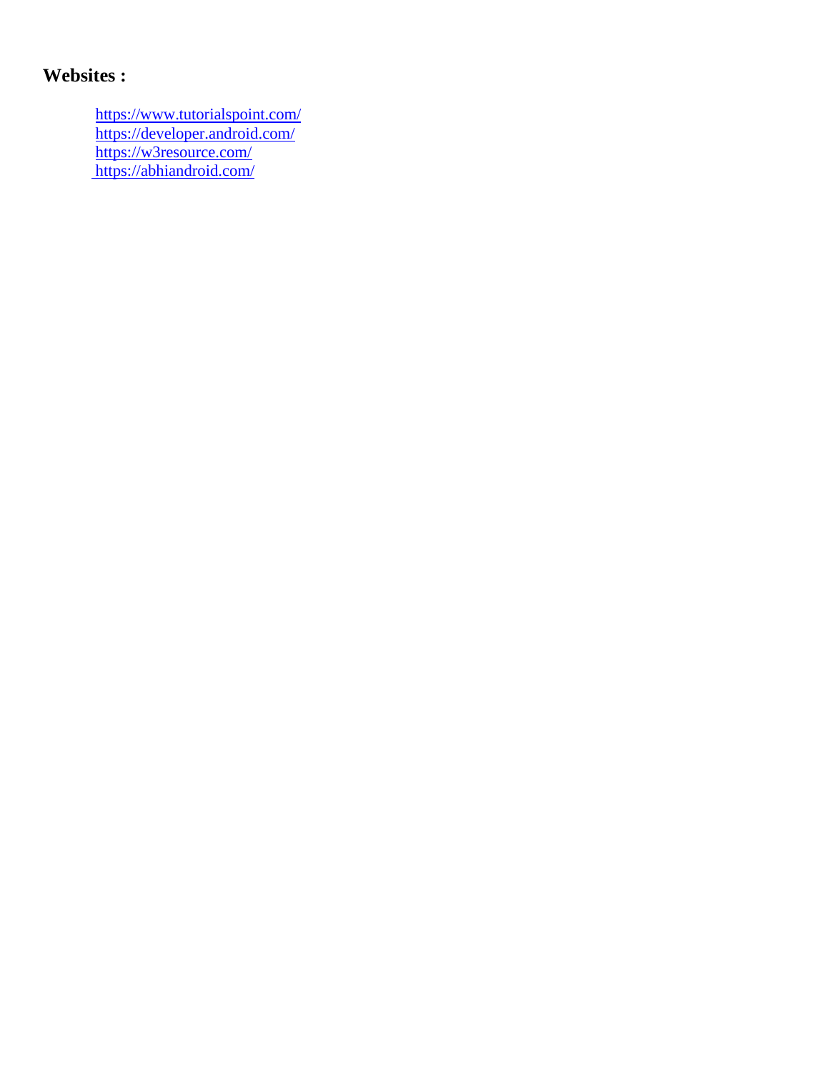**Websites :**

https://www.tutorialspoint.com/
https://developer.android.com/
https://w3resource.com/
https://abhiandroid.com/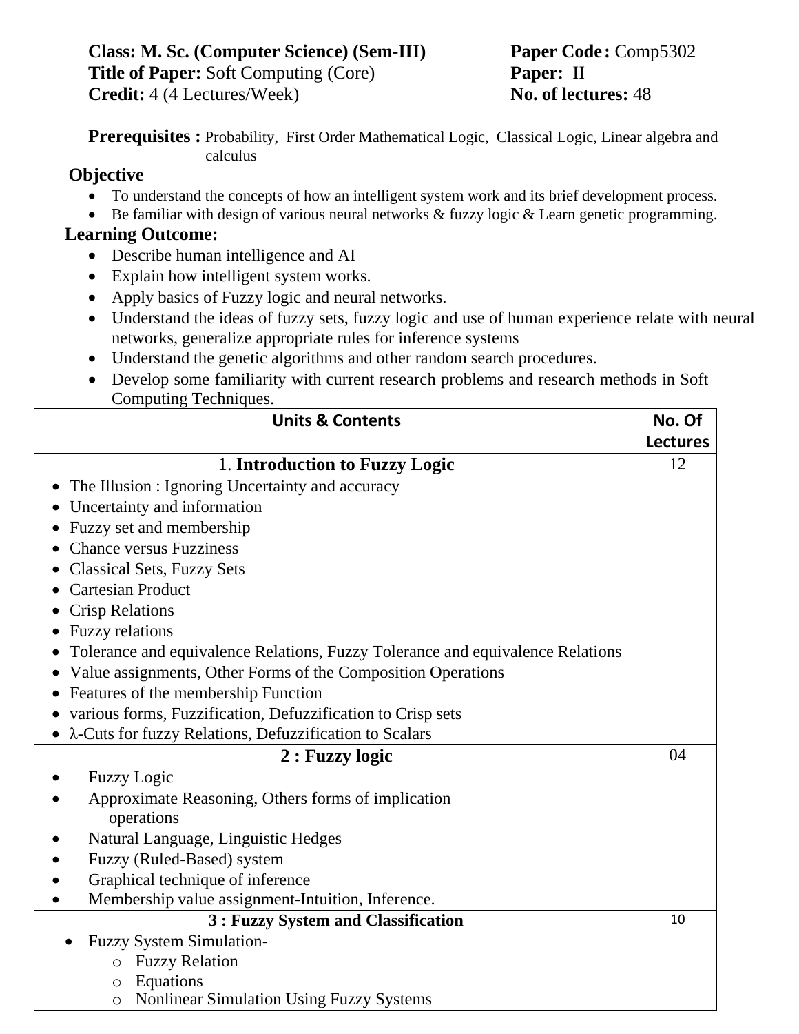**Class: M. Sc. (Computer Science) (Sem-III)** **Paper Code:** Comp5302
**Title of Paper:** Soft Computing (Core) **Paper:** II
**Credit:** 4 (4 Lectures/Week) **No. of lectures:** 48

**Prerequisites :** Probability, First Order Mathematical Logic, Classical Logic, Linear algebra and calculus

**Objective**

- To understand the concepts of how an intelligent system work and its brief development process.
- Be familiar with design of various neural networks & fuzzy logic & Learn genetic programming.

**Learning Outcome:**

- Describe human intelligence and AI
- Explain how intelligent system works.
- Apply basics of Fuzzy logic and neural networks.
- Understand the ideas of fuzzy sets, fuzzy logic and use of human experience relate with neural networks, generalize appropriate rules for inference systems
- Understand the genetic algorithms and other random search procedures.
- Develop some familiarity with current research problems and research methods in Soft Computing Techniques.

| Units & Contents | No. Of Lectures |
|---|---|
| 1. **Introduction to Fuzzy Logic**<br>• The Illusion : Ignoring Uncertainty and accuracy<br>• Uncertainty and information<br>• Fuzzy set and membership<br>• Chance versus Fuzziness<br>• Classical Sets, Fuzzy Sets<br>• Cartesian Product<br>• Crisp Relations<br>• Fuzzy relations<br>• Tolerance and equivalence Relations, Fuzzy Tolerance and equivalence Relations<br>• Value assignments, Other Forms of the Composition Operations<br>• Features of the membership Function<br>• various forms, Fuzzification, Defuzzification to Crisp sets<br>• $\lambda$-Cuts for fuzzy Relations, Defuzzification to Scalars | 12 |
| **2 : Fuzzy logic**<br>• Fuzzy Logic<br>• Approximate Reasoning, Others forms of implication operations<br>• Natural Language, Linguistic Hedges<br>• Fuzzy (Ruled-Based) system<br>• Graphical technique of inference<br>• Membership value assignment-Intuition, Inference. | 04 |
| **3 : Fuzzy System and Classification**<br>• Fuzzy System Simulation-<br>&nbsp;&nbsp;o Fuzzy Relation<br>&nbsp;&nbsp;o Equations<br>&nbsp;&nbsp;o Nonlinear Simulation Using Fuzzy Systems | 10 |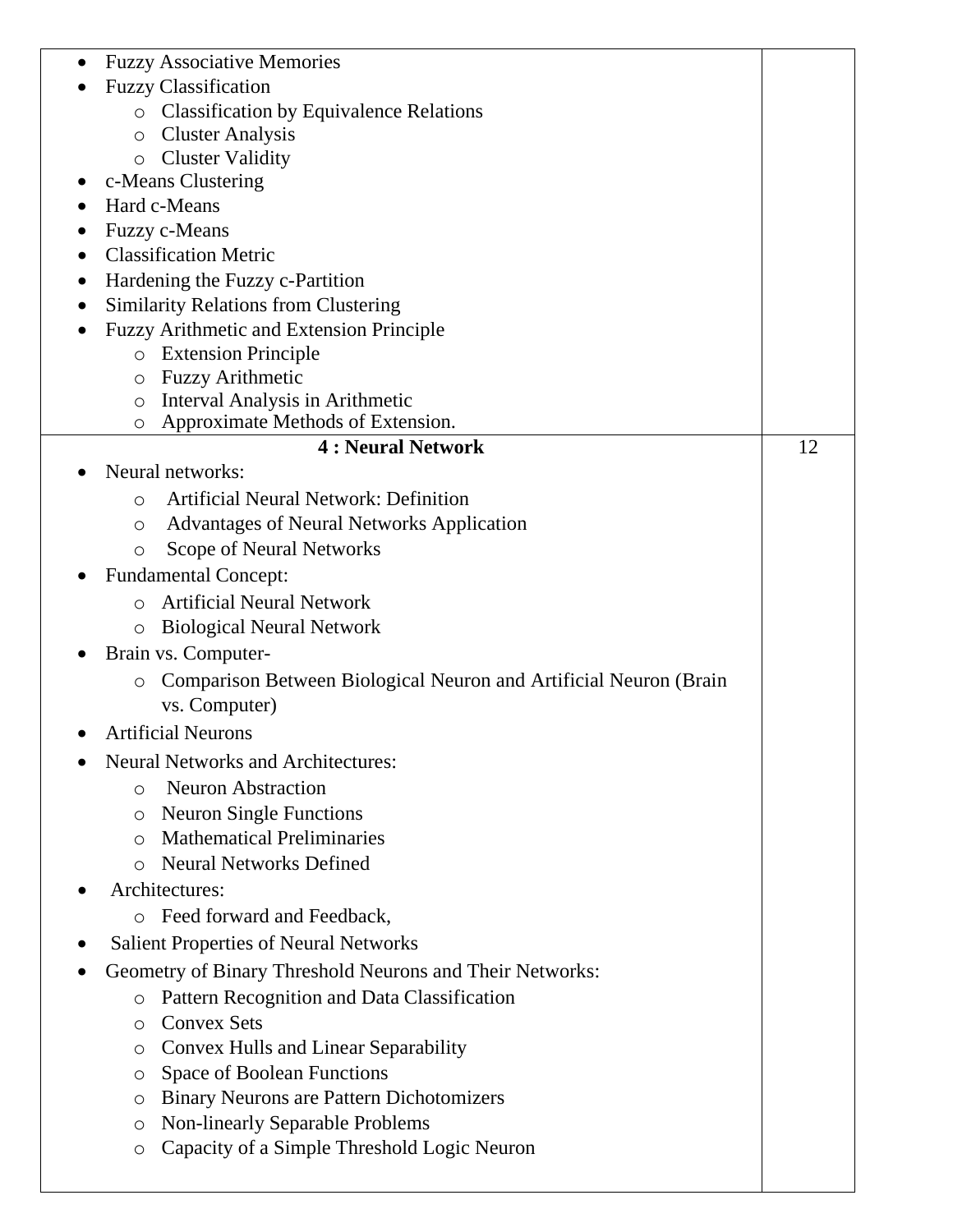| | |
|---|---|
| • Fuzzy Associative Memories<br>• Fuzzy Classification<br>  ○ Classification by Equivalence Relations<br>  ○ Cluster Analysis<br>  ○ Cluster Validity<br>• c-Means Clustering<br>• Hard c-Means<br>• Fuzzy c-Means<br>• Classification Metric<br>• Hardening the Fuzzy c-Partition<br>• Similarity Relations from Clustering<br>• Fuzzy Arithmetic and Extension Principle<br>  ○ Extension Principle<br>  ○ Fuzzy Arithmetic<br>  ○ Interval Analysis in Arithmetic<br>  ○ Approximate Methods of Extension. | |
| **4 : Neural Network**<br>• Neural networks:<br>  ○ Artificial Neural Network: Definition<br>  ○ Advantages of Neural Networks Application<br>  ○ Scope of Neural Networks<br>• Fundamental Concept:<br>  ○ Artificial Neural Network<br>  ○ Biological Neural Network<br>• Brain vs. Computer-<br>  ○ Comparison Between Biological Neuron and Artificial Neuron (Brain vs. Computer)<br>• Artificial Neurons<br>• Neural Networks and Architectures:<br>  ○ Neuron Abstraction<br>  ○ Neuron Single Functions<br>  ○ Mathematical Preliminaries<br>  ○ Neural Networks Defined<br>• Architectures:<br>  ○ Feed forward and Feedback,<br>• Salient Properties of Neural Networks<br>• Geometry of Binary Threshold Neurons and Their Networks:<br>  ○ Pattern Recognition and Data Classification<br>  ○ Convex Sets<br>  ○ Convex Hulls and Linear Separability<br>  ○ Space of Boolean Functions<br>  ○ Binary Neurons are Pattern Dichotomizers<br>  ○ Non-linearly Separable Problems<br>  ○ Capacity of a Simple Threshold Logic Neuron | 12 |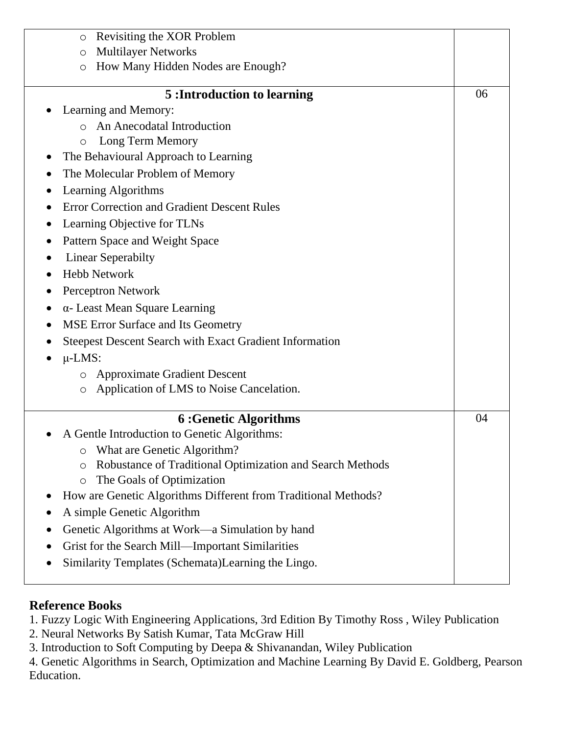| | |
|---|---|
| ◦ Revisiting the XOR Problem<br>◦ Multilayer Networks<br>◦ How Many Hidden Nodes are Enough? | |
| **5 :Introduction to learning**<br>• Learning and Memory:<br>  ◦ An Anecodatal Introduction<br>  ◦ Long Term Memory<br>• The Behavioural Approach to Learning<br>• The Molecular Problem of Memory<br>• Learning Algorithms<br>• Error Correction and Gradient Descent Rules<br>• Learning Objective for TLNs<br>• Pattern Space and Weight Space<br>• Linear Seperabilty<br>• Hebb Network<br>• Perceptron Network<br>• α- Least Mean Square Learning<br>• MSE Error Surface and Its Geometry<br>• Steepest Descent Search with Exact Gradient Information<br>• μ-LMS:<br>  ◦ Approximate Gradient Descent<br>  ◦ Application of LMS to Noise Cancelation. | 06 |
| **6 :Genetic Algorithms**<br>• A Gentle Introduction to Genetic Algorithms:<br>  ◦ What are Genetic Algorithm?<br>  ◦ Robustance of Traditional Optimization and Search Methods<br>  ◦ The Goals of Optimization<br>• How are Genetic Algorithms Different from Traditional Methods?<br>• A simple Genetic Algorithm<br>• Genetic Algorithms at Work—a Simulation by hand<br>• Grist for the Search Mill—Important Similarities<br>• Similarity Templates (Schemata)Learning the Lingo. | 04 |

**Reference Books**

1. Fuzzy Logic With Engineering Applications, 3rd Edition By Timothy Ross , Wiley Publication
2. Neural Networks By Satish Kumar, Tata McGraw Hill
3. Introduction to Soft Computing by Deepa & Shivanandan, Wiley Publication
4. Genetic Algorithms in Search, Optimization and Machine Learning By David E. Goldberg, Pearson Education.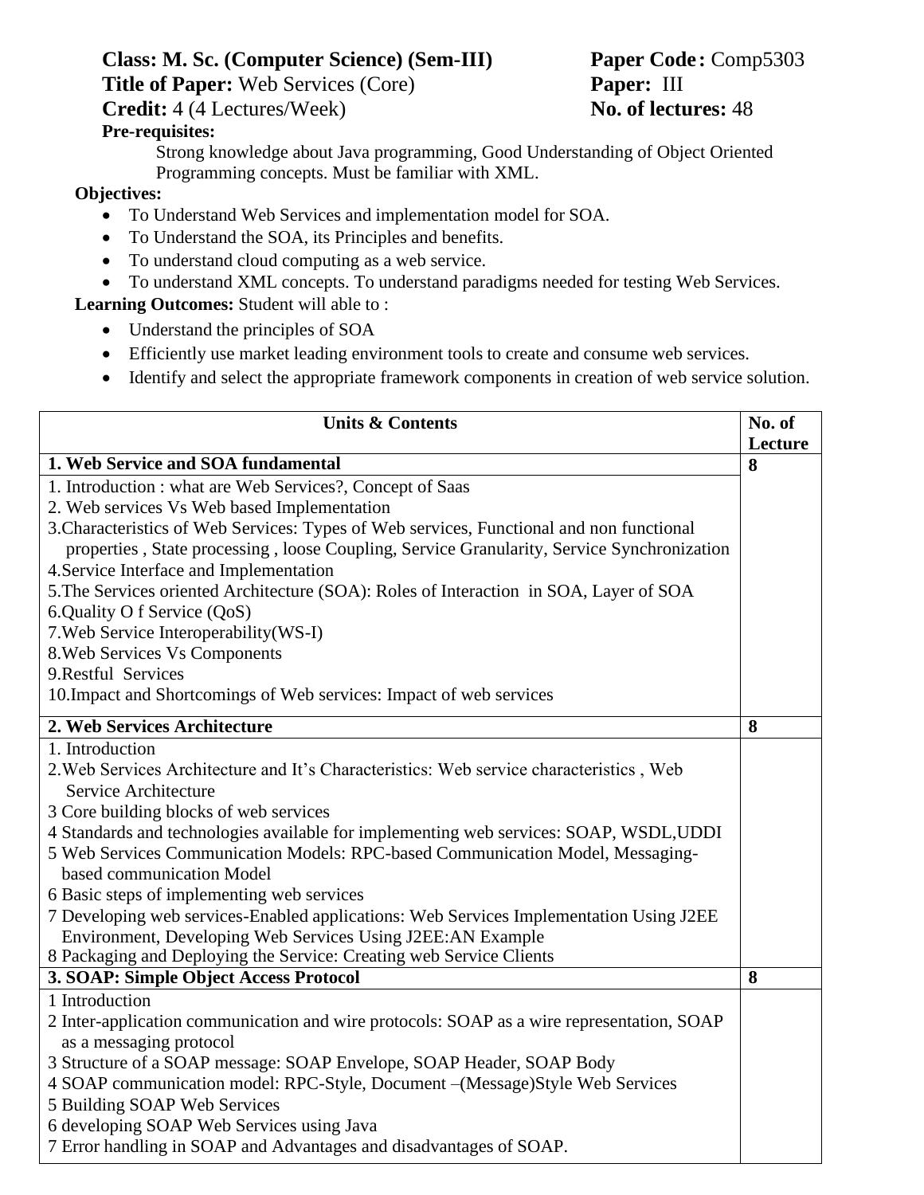**Class: M. Sc. (Computer Science) (Sem-III)** **Paper Code :** Comp5303

**Title of Paper:** Web Services (Core) **Paper:** III

**Credit:** 4 (4 Lectures/Week) **No. of lectures:** 48

**Pre-requisites:**

Strong knowledge about Java programming, Good Understanding of Object Oriented Programming concepts. Must be familiar with XML.

**Objectives:**

- To Understand Web Services and implementation model for SOA.
- To Understand the SOA, its Principles and benefits.
- To understand cloud computing as a web service.
- To understand XML concepts. To understand paradigms needed for testing Web Services.

**Learning Outcomes:** Student will able to :

- Understand the principles of SOA
- Efficiently use market leading environment tools to create and consume web services.
- Identify and select the appropriate framework components in creation of web service solution.

| Units & Contents | No. of Lecture |
|---|---|
| **1. Web Service and SOA fundamental** | **8** |
| 1. Introduction : what are Web Services?, Concept of Saas<br>2. Web services Vs Web based Implementation<br>3.Characteristics of Web Services: Types of Web services, Functional and non functional properties , State processing , loose Coupling, Service Granularity, Service Synchronization<br>4.Service Interface and Implementation<br>5.The Services oriented Architecture (SOA): Roles of Interaction in SOA, Layer of SOA<br>6.Quality O f Service (QoS)<br>7.Web Service Interoperability(WS-I)<br>8.Web Services Vs Components<br>9.Restful Services<br>10.Impact and Shortcomings of Web services: Impact of web services | |
| **2. Web Services Architecture** | **8** |
| 1. Introduction<br>2.Web Services Architecture and It's Characteristics: Web service characteristics , Web Service Architecture<br>3 Core building blocks of web services<br>4 Standards and technologies available for implementing web services: SOAP, WSDL,UDDI<br>5 Web Services Communication Models: RPC-based Communication Model, Messaging-based communication Model<br>6 Basic steps of implementing web services<br>7 Developing web services-Enabled applications: Web Services Implementation Using J2EE Environment, Developing Web Services Using J2EE:AN Example<br>8 Packaging and Deploying the Service: Creating web Service Clients | |
| **3. SOAP: Simple Object Access Protocol** | **8** |
| 1 Introduction<br>2 Inter-application communication and wire protocols: SOAP as a wire representation, SOAP as a messaging protocol<br>3 Structure of a SOAP message: SOAP Envelope, SOAP Header, SOAP Body<br>4 SOAP communication model: RPC-Style, Document –(Message)Style Web Services<br>5 Building SOAP Web Services<br>6 developing SOAP Web Services using Java<br>7 Error handling in SOAP and Advantages and disadvantages of SOAP. | |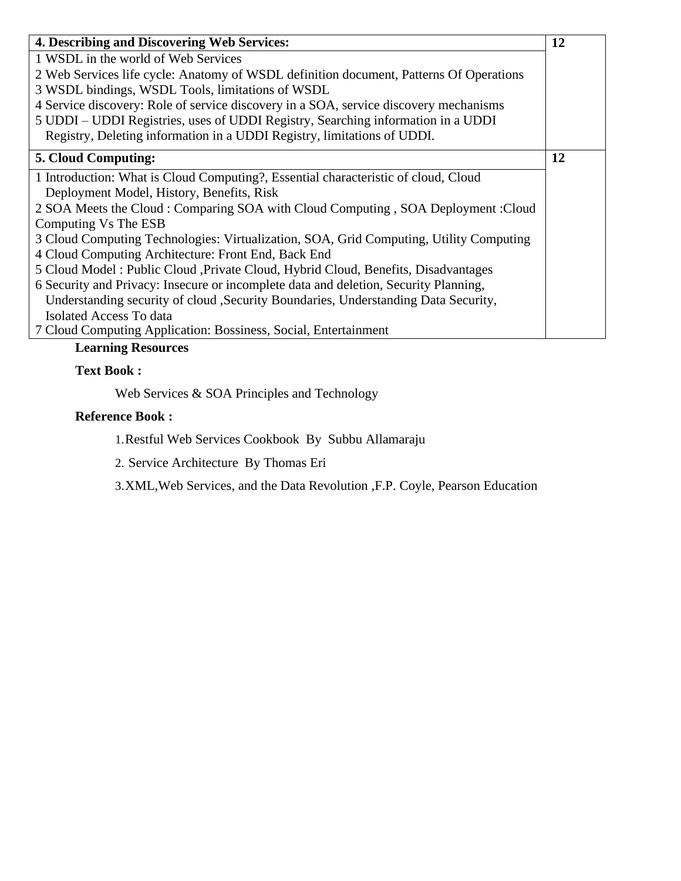| 4. Describing and Discovering Web Services: | 12 |
|---|---|
| 1 WSDL in the world of Web Services<br>2 Web Services life cycle: Anatomy of WSDL definition document, Patterns Of Operations<br>3 WSDL bindings, WSDL Tools, limitations of WSDL<br>4 Service discovery: Role of service discovery in a SOA, service discovery mechanisms<br>5 UDDI – UDDI Registries, uses of UDDI Registry, Searching information in a UDDI Registry, Deleting information in a UDDI Registry, limitations of UDDI. | |
| **5. Cloud Computing:** | **12** |
| 1 Introduction: What is Cloud Computing?, Essential characteristic of cloud, Cloud Deployment Model, History, Benefits, Risk<br>2 SOA Meets the Cloud : Comparing SOA with Cloud Computing , SOA Deployment :Cloud Computing Vs The ESB<br>3 Cloud Computing Technologies: Virtualization, SOA, Grid Computing, Utility Computing<br>4 Cloud Computing Architecture: Front End, Back End<br>5 Cloud Model : Public Cloud ,Private Cloud, Hybrid Cloud, Benefits, Disadvantages<br>6 Security and Privacy: Insecure or incomplete data and deletion, Security Planning, Understanding security of cloud ,Security Boundaries, Understanding Data Security, Isolated Access To data<br>7 Cloud Computing Application: Bossiness, Social, Entertainment | |

**Learning Resources**

**Text Book :**

Web Services & SOA Principles and Technology

**Reference Book :**

1. Restful Web Services Cookbook By Subbu Allamaraju
2. Service Architecture By Thomas Eri
3. XML,Web Services, and the Data Revolution ,F.P. Coyle, Pearson Education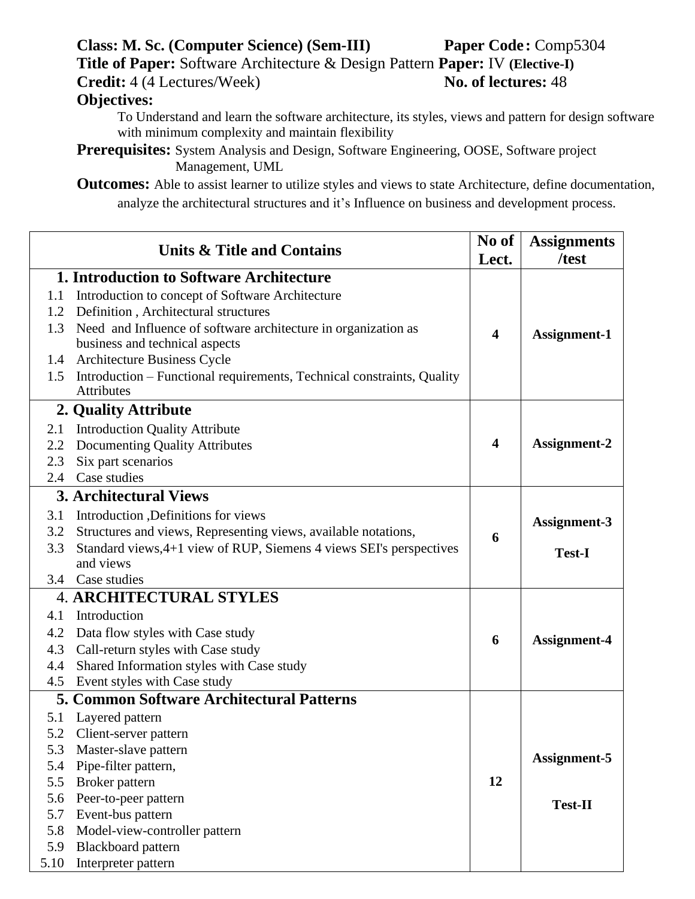**Class: M. Sc. (Computer Science) (Sem-III)** **Paper Code:** Comp5304
**Title of Paper:** Software Architecture & Design Pattern **Paper:** IV **(Elective-I)**
**Credit:** 4 (4 Lectures/Week) **No. of lectures:** 48

**Objectives:**

To Understand and learn the software architecture, its styles, views and pattern for design software with minimum complexity and maintain flexibility

**Prerequisites:** System Analysis and Design, Software Engineering, OOSE, Software project Management, UML

**Outcomes:** Able to assist learner to utilize styles and views to state Architecture, define documentation, analyze the architectural structures and it's Influence on business and development process.

| Units & Title and Contains | No of Lect. | Assignments /test |
|---|---|---|
| **1. Introduction to Software Architecture**<br>1.1 Introduction to concept of Software Architecture<br>1.2 Definition , Architectural structures<br>1.3 Need and Influence of software architecture in organization as business and technical aspects<br>1.4 Architecture Business Cycle<br>1.5 Introduction – Functional requirements, Technical constraints, Quality Attributes | **4** | **Assignment-1** |
| **2. Quality Attribute**<br>2.1 Introduction Quality Attribute<br>2.2 Documenting Quality Attributes<br>2.3 Six part scenarios<br>2.4 Case studies | **4** | **Assignment-2** |
| **3. Architectural Views**<br>3.1 Introduction ,Definitions for views<br>3.2 Structures and views, Representing views, available notations,<br>3.3 Standard views,4+1 view of RUP, Siemens 4 views SEI's perspectives and views<br>3.4 Case studies | **6** | **Assignment-3**<br><br>**Test-I** |
| 4. **ARCHITECTURAL STYLES**<br>4.1 Introduction<br>4.2 Data flow styles with Case study<br>4.3 Call-return styles with Case study<br>4.4 Shared Information styles with Case study<br>4.5 Event styles with Case study | **6** | **Assignment-4** |
| **5. Common Software Architectural Patterns**<br>5.1 Layered pattern<br>5.2 Client-server pattern<br>5.3 Master-slave pattern<br>5.4 Pipe-filter pattern,<br>5.5 Broker pattern<br>5.6 Peer-to-peer pattern<br>5.7 Event-bus pattern<br>5.8 Model-view-controller pattern<br>5.9 Blackboard pattern<br>5.10 Interpreter pattern | **12** | **Assignment-5**<br><br>**Test-II** |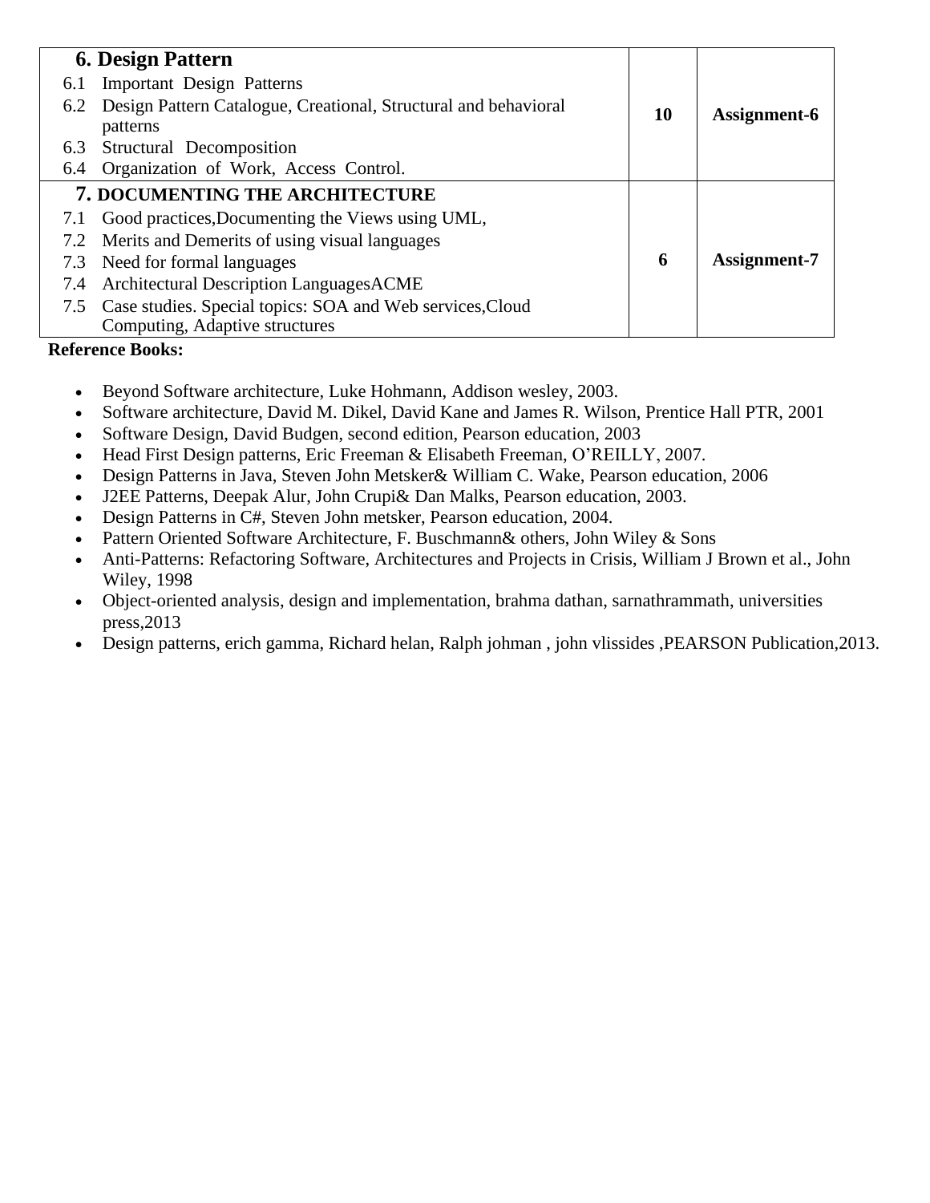| 6. Design Pattern | | |
|---|---|---|
| 6.1 Important Design Patterns<br>6.2 Design Pattern Catalogue, Creational, Structural and behavioral patterns<br>6.3 Structural Decomposition<br>6.4 Organization of Work, Access Control. | **10** | **Assignment-6** |
| **7. DOCUMENTING THE ARCHITECTURE**<br>7.1 Good practices,Documenting the Views using UML,<br>7.2 Merits and Demerits of using visual languages<br>7.3 Need for formal languages<br>7.4 Architectural Description LanguagesACME<br>7.5 Case studies. Special topics: SOA and Web services,Cloud Computing, Adaptive structures | **6** | **Assignment-7** |

**Reference Books:**

- Beyond Software architecture, Luke Hohmann, Addison wesley, 2003.
- Software architecture, David M. Dikel, David Kane and James R. Wilson, Prentice Hall PTR, 2001
- Software Design, David Budgen, second edition, Pearson education, 2003
- Head First Design patterns, Eric Freeman & Elisabeth Freeman, O'REILLY, 2007.
- Design Patterns in Java, Steven John Metsker& William C. Wake, Pearson education, 2006
- J2EE Patterns, Deepak Alur, John Crupi& Dan Malks, Pearson education, 2003.
- Design Patterns in C#, Steven John metsker, Pearson education, 2004.
- Pattern Oriented Software Architecture, F. Buschmann& others, John Wiley & Sons
- Anti-Patterns: Refactoring Software, Architectures and Projects in Crisis, William J Brown et al., John Wiley, 1998
- Object-oriented analysis, design and implementation, brahma dathan, sarnathrammath, universities press,2013
- Design patterns, erich gamma, Richard helan, Ralph johman , john vlissides ,PEARSON Publication,2013.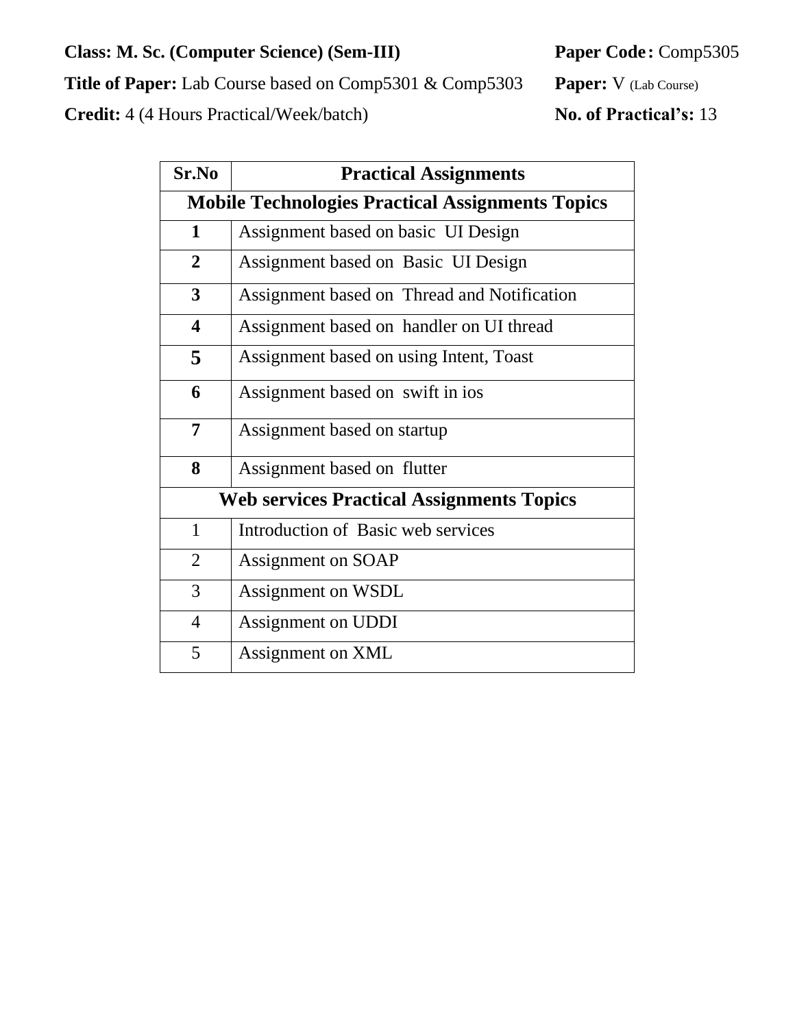**Class: M. Sc. (Computer Science) (Sem-III)** **Paper Code:** Comp5305

**Title of Paper:** Lab Course based on Comp5301 & Comp5303 **Paper:** V (Lab Course)

**Credit:** 4 (4 Hours Practical/Week/batch) **No. of Practical's:** 13

| Sr.No | Practical Assignments |
|---|---|
| **Mobile Technologies Practical Assignments Topics** | |
| **1** | Assignment based on basic UI Design |
| **2** | Assignment based on Basic UI Design |
| **3** | Assignment based on Thread and Notification |
| **4** | Assignment based on handler on UI thread |
| **5** | Assignment based on using Intent, Toast |
| **6** | Assignment based on swift in ios |
| **7** | Assignment based on startup |
| **8** | Assignment based on flutter |
| **Web services Practical Assignments Topics** | |
| 1 | Introduction of Basic web services |
| 2 | Assignment on SOAP |
| 3 | Assignment on WSDL |
| 4 | Assignment on UDDI |
| 5 | Assignment on XML |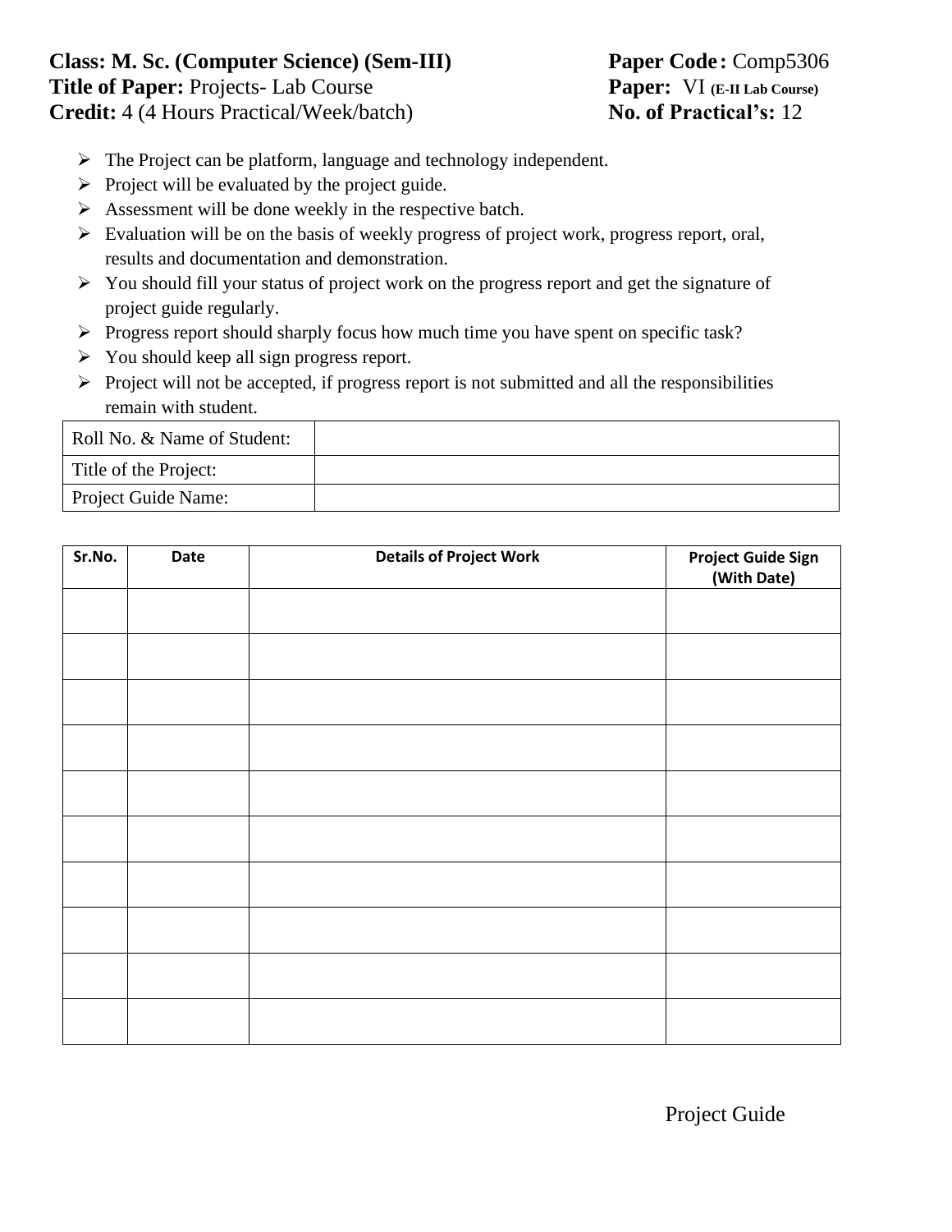**Class: M. Sc. (Computer Science) (Sem-III)** **Paper Code:** Comp5306
**Title of Paper:** Projects- Lab Course **Paper:** VI **(E-II Lab Course)**
**Credit:** 4 (4 Hours Practical/Week/batch) **No. of Practical's:** 12

- The Project can be platform, language and technology independent.
- Project will be evaluated by the project guide.
- Assessment will be done weekly in the respective batch.
- Evaluation will be on the basis of weekly progress of project work, progress report, oral, results and documentation and demonstration.
- You should fill your status of project work on the progress report and get the signature of project guide regularly.
- Progress report should sharply focus how much time you have spent on specific task?
- You should keep all sign progress report.
- Project will not be accepted, if progress report is not submitted and all the responsibilities remain with student.

| Roll No. & Name of Student: | |
|---|---|
| Title of the Project: | |
| Project Guide Name: | |

| Sr.No. | Date | Details of Project Work | Project Guide Sign (With Date) |
|---|---|---|---|
| | | | |
| | | | |
| | | | |
| | | | |
| | | | |
| | | | |
| | | | |
| | | | |
| | | | |
| | | | |

Project Guide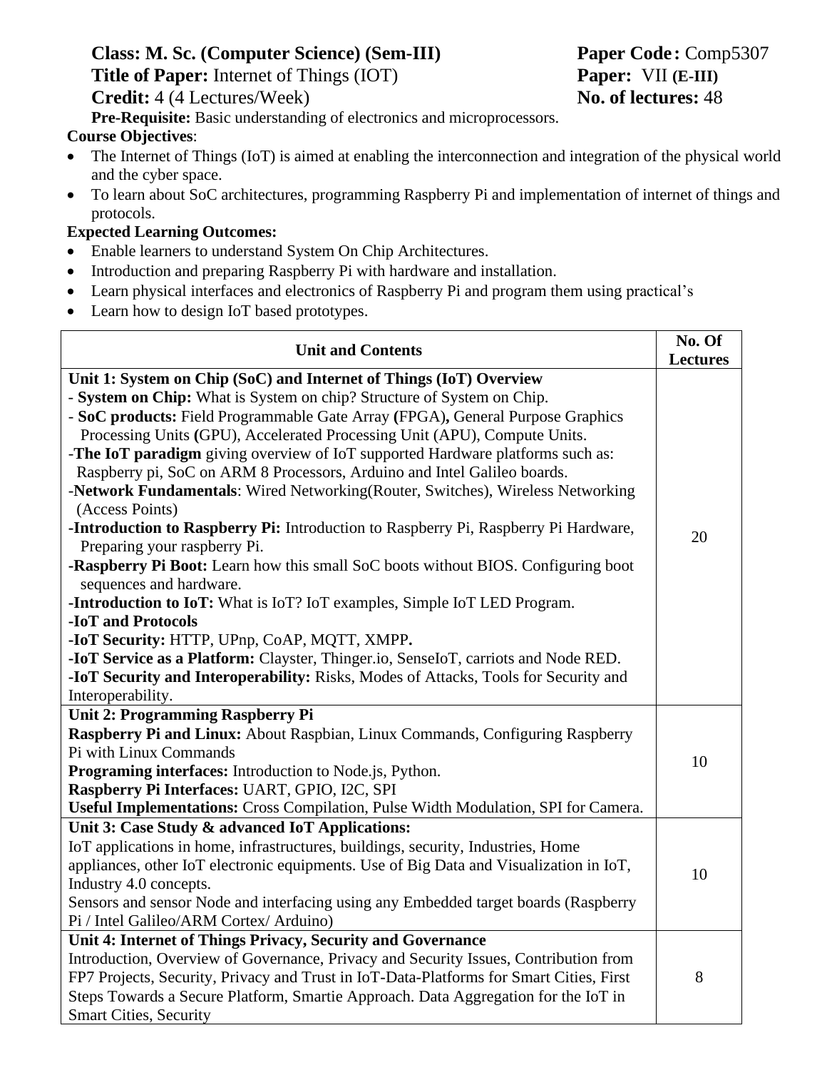**Class: M. Sc. (Computer Science) (Sem-III)** **Paper Code:** Comp5307

**Title of Paper:** Internet of Things (IOT) **Paper:** VII **(E-III)**

**Credit:** 4 (4 Lectures/Week) **No. of lectures:** 48

**Pre-Requisite:** Basic understanding of electronics and microprocessors.

**Course Objectives**:

- The Internet of Things (IoT) is aimed at enabling the interconnection and integration of the physical world and the cyber space.
- To learn about SoC architectures, programming Raspberry Pi and implementation of internet of things and protocols.

**Expected Learning Outcomes:**

- Enable learners to understand System On Chip Architectures.
- Introduction and preparing Raspberry Pi with hardware and installation.
- Learn physical interfaces and electronics of Raspberry Pi and program them using practical's
- Learn how to design IoT based prototypes.

| Unit and Contents | No. Of Lectures |
|---|---|
| **Unit 1: System on Chip (SoC) and Internet of Things (IoT) Overview**<br>- **System on Chip:** What is System on chip? Structure of System on Chip.<br>- **SoC products:** Field Programmable Gate Array **(**FPGA**),** General Purpose Graphics Processing Units **(**GPU), Accelerated Processing Unit (APU), Compute Units.<br>-**The IoT paradigm** giving overview of IoT supported Hardware platforms such as: Raspberry pi, SoC on ARM 8 Processors, Arduino and Intel Galileo boards.<br>-**Network Fundamentals**: Wired Networking(Router, Switches), Wireless Networking (Access Points)<br>-**Introduction to Raspberry Pi:** Introduction to Raspberry Pi, Raspberry Pi Hardware, Preparing your raspberry Pi.<br>-**Raspberry Pi Boot:** Learn how this small SoC boots without BIOS. Configuring boot sequences and hardware.<br>-**Introduction to IoT:** What is IoT? IoT examples, Simple IoT LED Program.<br>-**IoT and Protocols**<br>-**IoT Security:** HTTP, UPnp, CoAP, MQTT, XMPP**.**<br>-**IoT Service as a Platform:** Clayster, Thinger.io, SenseIoT, carriots and Node RED.<br>-**IoT Security and Interoperability:** Risks, Modes of Attacks, Tools for Security and Interoperability. | 20 |
| **Unit 2: Programming Raspberry Pi**<br>**Raspberry Pi and Linux:** About Raspbian, Linux Commands, Configuring Raspberry Pi with Linux Commands<br>**Programing interfaces:** Introduction to Node.js, Python.<br>**Raspberry Pi Interfaces:** UART, GPIO, I2C, SPI<br>**Useful Implementations:** Cross Compilation, Pulse Width Modulation, SPI for Camera. | 10 |
| **Unit 3: Case Study & advanced IoT Applications:**<br>IoT applications in home, infrastructures, buildings, security, Industries, Home appliances, other IoT electronic equipments. Use of Big Data and Visualization in IoT, Industry 4.0 concepts.<br>Sensors and sensor Node and interfacing using any Embedded target boards (Raspberry Pi / Intel Galileo/ARM Cortex/ Arduino) | 10 |
| **Unit 4: Internet of Things Privacy, Security and Governance**<br>Introduction, Overview of Governance, Privacy and Security Issues, Contribution from FP7 Projects, Security, Privacy and Trust in IoT-Data-Platforms for Smart Cities, First Steps Towards a Secure Platform, Smartie Approach. Data Aggregation for the IoT in Smart Cities, Security | 8 |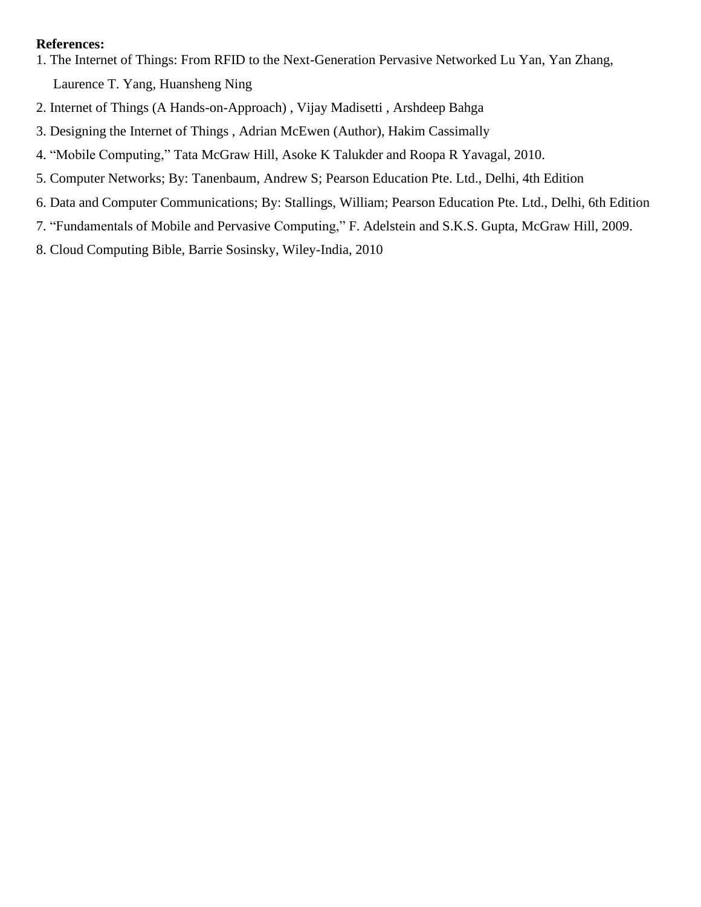**References:**

1. The Internet of Things: From RFID to the Next-Generation Pervasive Networked Lu Yan, Yan Zhang, Laurence T. Yang, Huansheng Ning
2. Internet of Things (A Hands-on-Approach) , Vijay Madisetti , Arshdeep Bahga
3. Designing the Internet of Things , Adrian McEwen (Author), Hakim Cassimally
4. “Mobile Computing,” Tata McGraw Hill, Asoke K Talukder and Roopa R Yavagal, 2010.
5. Computer Networks; By: Tanenbaum, Andrew S; Pearson Education Pte. Ltd., Delhi, 4th Edition
6. Data and Computer Communications; By: Stallings, William; Pearson Education Pte. Ltd., Delhi, 6th Edition
7. “Fundamentals of Mobile and Pervasive Computing,” F. Adelstein and S.K.S. Gupta, McGraw Hill, 2009.
8. Cloud Computing Bible, Barrie Sosinsky, Wiley-India, 2010